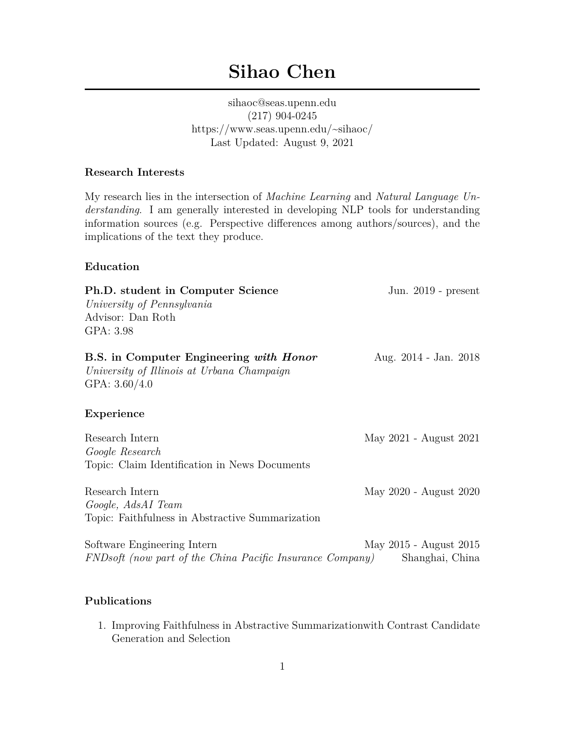# Sihao Chen

sihaoc@seas.upenn.edu
(217) 904-0245
https://www.seas.upenn.edu/~sihaoc/
Last Updated: August 9, 2021

### Research Interests

My research lies in the intersection of *Machine Learning* and *Natural Language Understanding*. I am generally interested in developing NLP tools for understanding information sources (e.g. Perspective differences among authors/sources), and the implications of the text they produce.

### Education

**Ph.D. student in Computer Science** — Jun. 2019 - present
*University of Pennsylvania*
Advisor: Dan Roth
GPA: 3.98

**B.S. in Computer Engineering *with Honor*** — Aug. 2014 - Jan. 2018
*University of Illinois at Urbana Champaign*
GPA: 3.60/4.0

### Experience

Research Intern — May 2021 - August 2021
*Google Research*
Topic: Claim Identification in News Documents

Research Intern — May 2020 - August 2020
*Google, AdsAI Team*
Topic: Faithfulness in Abstractive Summarization

Software Engineering Intern — May 2015 - August 2015
*FNDsoft (now part of the China Pacific Insurance Company)* — Shanghai, China

### Publications

1. Improving Faithfulness in Abstractive Summarizationwith Contrast Candidate Generation and Selection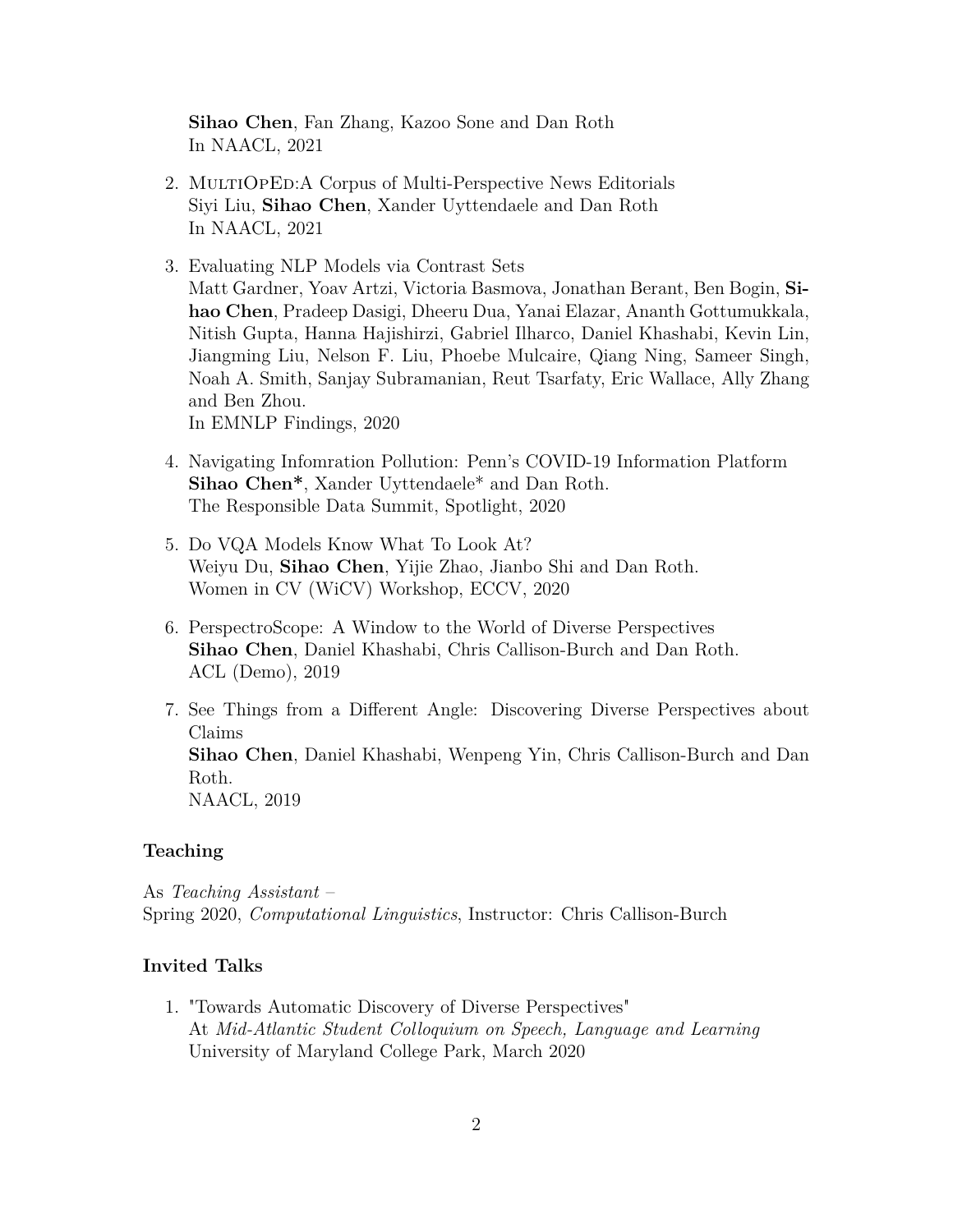**Sihao Chen**, Fan Zhang, Kazoo Sone and Dan Roth
In NAACL, 2021

2. MultiOpEd:A Corpus of Multi-Perspective News Editorials
Siyi Liu, **Sihao Chen**, Xander Uyttendaele and Dan Roth
In NAACL, 2021

3. Evaluating NLP Models via Contrast Sets
Matt Gardner, Yoav Artzi, Victoria Basmova, Jonathan Berant, Ben Bogin, **Sihao Chen**, Pradeep Dasigi, Dheeru Dua, Yanai Elazar, Ananth Gottumukkala, Nitish Gupta, Hanna Hajishirzi, Gabriel Ilharco, Daniel Khashabi, Kevin Lin, Jiangming Liu, Nelson F. Liu, Phoebe Mulcaire, Qiang Ning, Sameer Singh, Noah A. Smith, Sanjay Subramanian, Reut Tsarfaty, Eric Wallace, Ally Zhang and Ben Zhou.
In EMNLP Findings, 2020

4. Navigating Infomration Pollution: Penn's COVID-19 Information Platform
**Sihao Chen***, Xander Uyttendaele* and Dan Roth.
The Responsible Data Summit, Spotlight, 2020

5. Do VQA Models Know What To Look At?
Weiyu Du, **Sihao Chen**, Yijie Zhao, Jianbo Shi and Dan Roth.
Women in CV (WiCV) Workshop, ECCV, 2020

6. PerspectroScope: A Window to the World of Diverse Perspectives
**Sihao Chen**, Daniel Khashabi, Chris Callison-Burch and Dan Roth.
ACL (Demo), 2019

7. See Things from a Different Angle: Discovering Diverse Perspectives about Claims
**Sihao Chen**, Daniel Khashabi, Wenpeng Yin, Chris Callison-Burch and Dan Roth.
NAACL, 2019

## Teaching

As *Teaching Assistant* –
Spring 2020, *Computational Linguistics*, Instructor: Chris Callison-Burch

## Invited Talks

1. "Towards Automatic Discovery of Diverse Perspectives"
At *Mid-Atlantic Student Colloquium on Speech, Language and Learning*
University of Maryland College Park, March 2020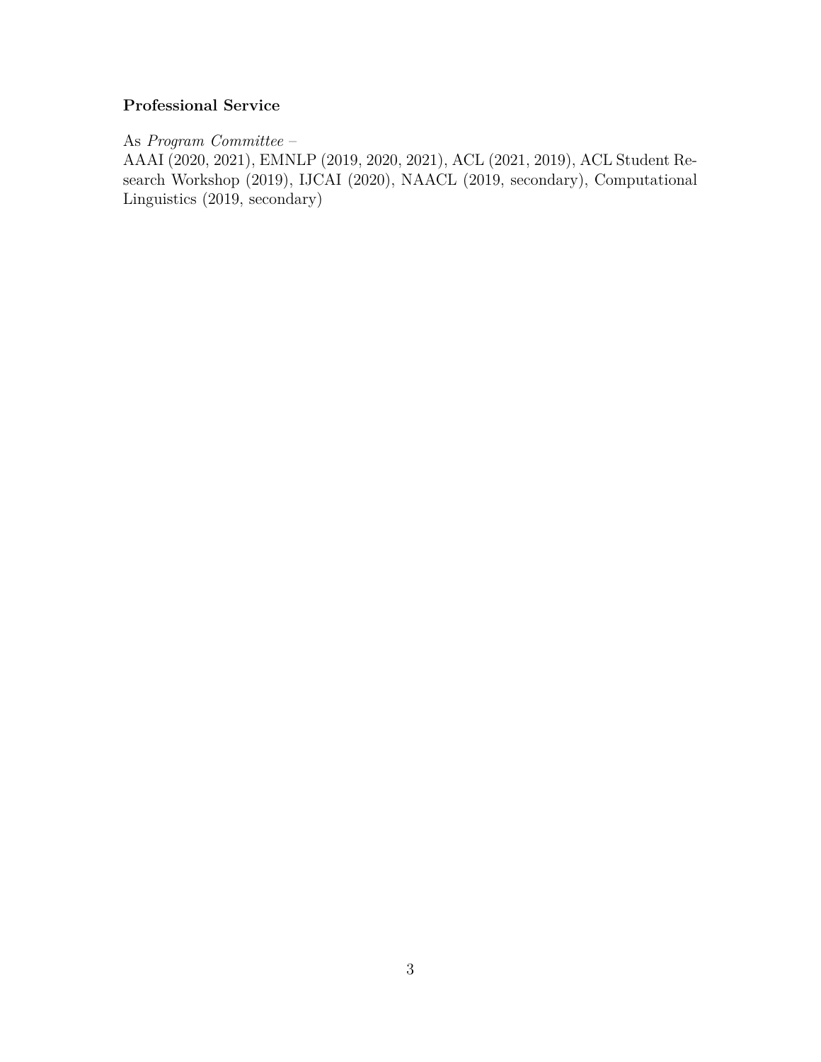**Professional Service**

As *Program Committee* –
AAAI (2020, 2021), EMNLP (2019, 2020, 2021), ACL (2021, 2019), ACL Student Research Workshop (2019), IJCAI (2020), NAACL (2019, secondary), Computational Linguistics (2019, secondary)